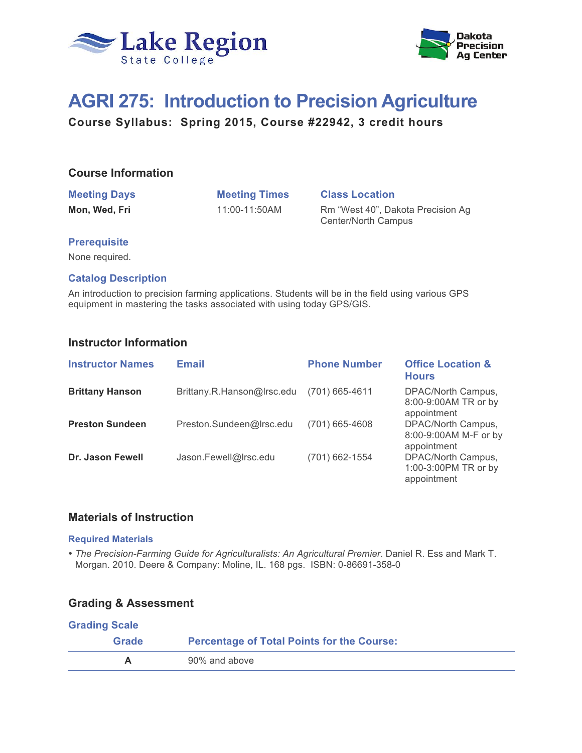Lake Region State College

Dakota Precision Ag Center

# AGRI 275: Introduction to Precision Agriculture

**Course Syllabus: Spring 2015, Course #22942, 3 credit hours**

## Course Information

| Meeting Days | Meeting Times | Class Location |
|---|---|---|
| **Mon, Wed, Fri** | 11:00-11:50AM | Rm "West 40", Dakota Precision Ag Center/North Campus |

### Prerequisite

None required.

### Catalog Description

An introduction to precision farming applications. Students will be in the field using various GPS equipment in mastering the tasks associated with using today GPS/GIS.

## Instructor Information

| Instructor Names | Email | Phone Number | Office Location & Hours |
|---|---|---|---|
| **Brittany Hanson** | Brittany.R.Hanson@lrsc.edu | (701) 665-4611 | DPAC/North Campus, 8:00-9:00AM TR or by appointment |
| **Preston Sundeen** | Preston.Sundeen@lrsc.edu | (701) 665-4608 | DPAC/North Campus, 8:00-9:00AM M-F or by appointment |
| **Dr. Jason Fewell** | Jason.Fewell@lrsc.edu | (701) 662-1554 | DPAC/North Campus, 1:00-3:00PM TR or by appointment |

## Materials of Instruction

### Required Materials

- *The Precision-Farming Guide for Agriculturalists: An Agricultural Premier*. Daniel R. Ess and Mark T. Morgan. 2010. Deere & Company: Moline, IL. 168 pgs. ISBN: 0-86691-358-0

## Grading & Assessment

### Grading Scale

| Grade | Percentage of Total Points for the Course: |
|---|---|
| **A** | 90% and above |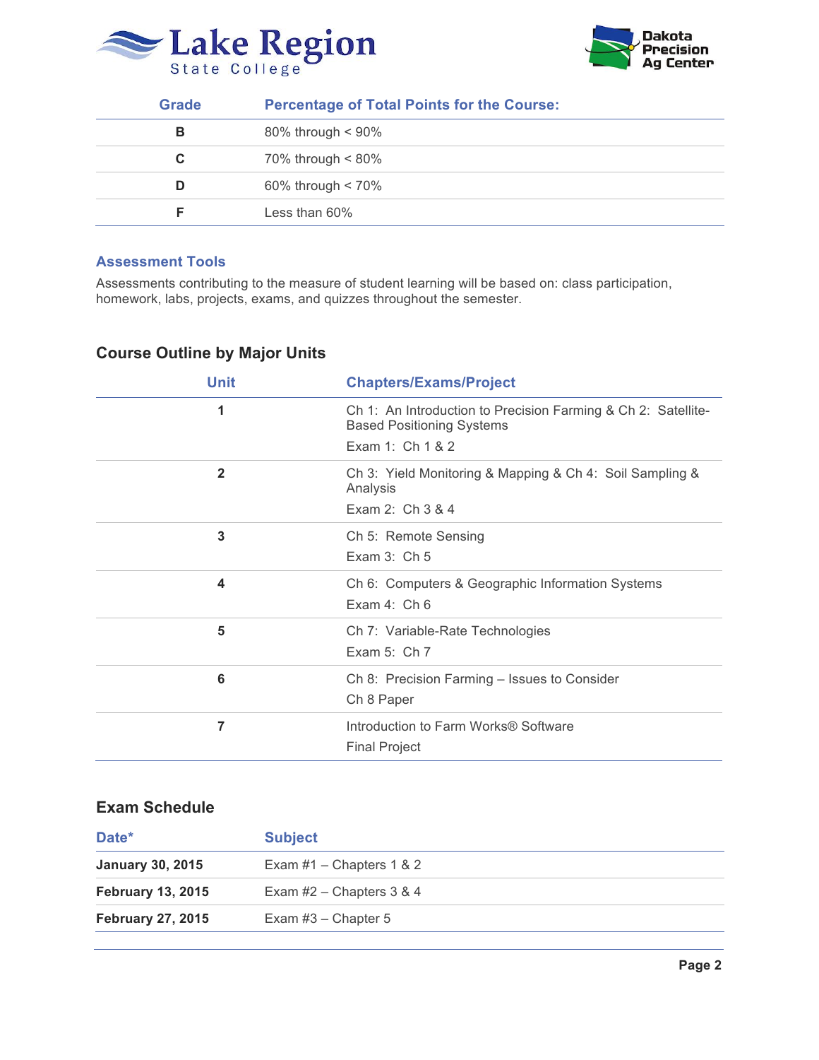| Grade | Percentage of Total Points for the Course: |
|---|---|
| B | 80% through < 90% |
| C | 70% through < 80% |
| D | 60% through < 70% |
| F | Less than 60% |

### Assessment Tools

Assessments contributing to the measure of student learning will be based on: class participation, homework, labs, projects, exams, and quizzes throughout the semester.

## Course Outline by Major Units

| Unit | Chapters/Exams/Project |
|---|---|
| 1 | Ch 1: An Introduction to Precision Farming & Ch 2: Satellite-Based Positioning Systems<br>Exam 1: Ch 1 & 2 |
| 2 | Ch 3: Yield Monitoring & Mapping & Ch 4: Soil Sampling & Analysis<br>Exam 2: Ch 3 & 4 |
| 3 | Ch 5: Remote Sensing<br>Exam 3: Ch 5 |
| 4 | Ch 6: Computers & Geographic Information Systems<br>Exam 4: Ch 6 |
| 5 | Ch 7: Variable-Rate Technologies<br>Exam 5: Ch 7 |
| 6 | Ch 8: Precision Farming – Issues to Consider<br>Ch 8 Paper |
| 7 | Introduction to Farm Works® Software<br>Final Project |

## Exam Schedule

| Date* | Subject |
|---|---|
| **January 30, 2015** | Exam #1 – Chapters 1 & 2 |
| **February 13, 2015** | Exam #2 – Chapters 3 & 4 |
| **February 27, 2015** | Exam #3 – Chapter 5 |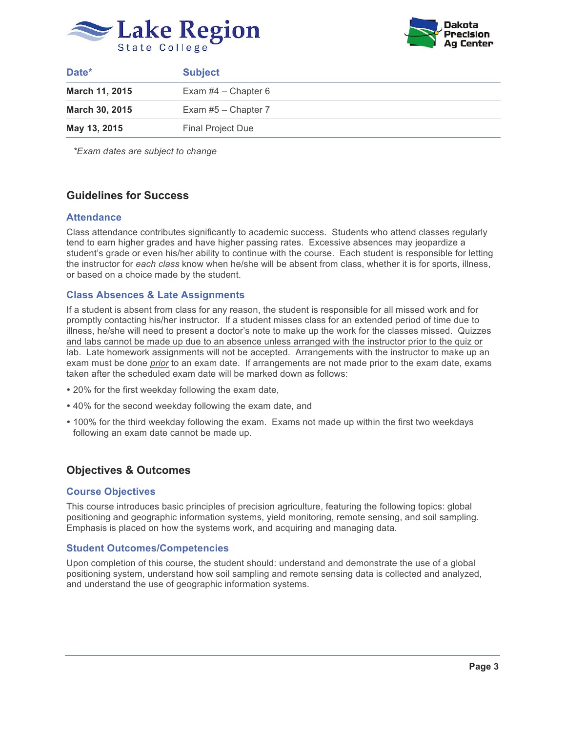| Date* | Subject |
|---|---|
| **March 11, 2015** | Exam #4 – Chapter 6 |
| **March 30, 2015** | Exam #5 – Chapter 7 |
| **May 13, 2015** | Final Project Due |

*\*Exam dates are subject to change*

## Guidelines for Success

### Attendance

Class attendance contributes significantly to academic success. Students who attend classes regularly tend to earn higher grades and have higher passing rates. Excessive absences may jeopardize a student's grade or even his/her ability to continue with the course. Each student is responsible for letting the instructor for *each class* know when he/she will be absent from class, whether it is for sports, illness, or based on a choice made by the student.

### Class Absences & Late Assignments

If a student is absent from class for any reason, the student is responsible for all missed work and for promptly contacting his/her instructor. If a student misses class for an extended period of time due to illness, he/she will need to present a doctor's note to make up the work for the classes missed. <u>Quizzes and labs cannot be made up due to an absence unless arranged with the instructor prior to the quiz or lab</u>. <u>Late homework assignments will not be accepted.</u> Arrangements with the instructor to make up an exam must be done <u>*prior*</u> to an exam date. If arrangements are not made prior to the exam date, exams taken after the scheduled exam date will be marked down as follows:

- 20% for the first weekday following the exam date,
- 40% for the second weekday following the exam date, and
- 100% for the third weekday following the exam. Exams not made up within the first two weekdays following an exam date cannot be made up.

## Objectives & Outcomes

### Course Objectives

This course introduces basic principles of precision agriculture, featuring the following topics: global positioning and geographic information systems, yield monitoring, remote sensing, and soil sampling. Emphasis is placed on how the systems work, and acquiring and managing data.

### Student Outcomes/Competencies

Upon completion of this course, the student should: understand and demonstrate the use of a global positioning system, understand how soil sampling and remote sensing data is collected and analyzed, and understand the use of geographic information systems.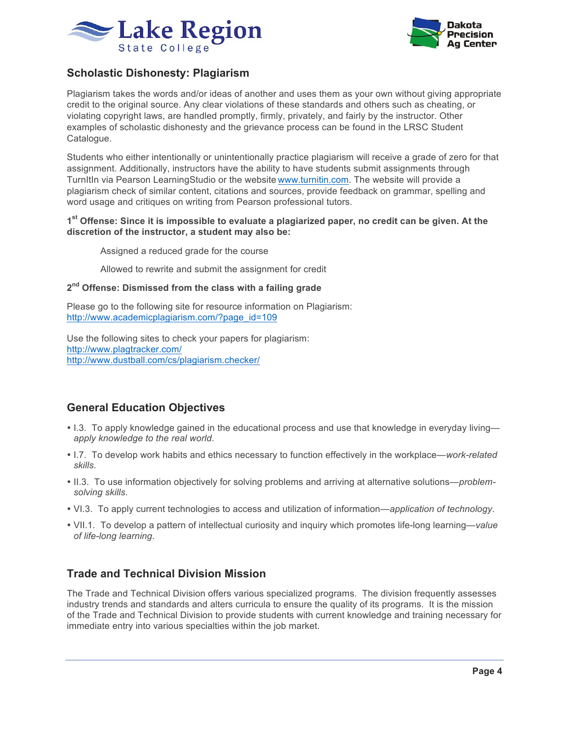## Scholastic Dishonesty: Plagiarism

Plagiarism takes the words and/or ideas of another and uses them as your own without giving appropriate credit to the original source. Any clear violations of these standards and others such as cheating, or violating copyright laws, are handled promptly, firmly, privately, and fairly by the instructor. Other examples of scholastic dishonesty and the grievance process can be found in the LRSC Student Catalogue.

Students who either intentionally or unintentionally practice plagiarism will receive a grade of zero for that assignment. Additionally, instructors have the ability to have students submit assignments through TurnItIn via Pearson LearningStudio or the website www.turnitin.com. The website will provide a plagiarism check of similar content, citations and sources, provide feedback on grammar, spelling and word usage and critiques on writing from Pearson professional tutors.

**1st Offense: Since it is impossible to evaluate a plagiarized paper, no credit can be given. At the discretion of the instructor, a student may also be:**

> Assigned a reduced grade for the course
>
> Allowed to rewrite and submit the assignment for credit

**2nd Offense: Dismissed from the class with a failing grade**

Please go to the following site for resource information on Plagiarism:
http://www.academicplagiarism.com/?page_id=109

Use the following sites to check your papers for plagiarism:
http://www.plagtracker.com/
http://www.dustball.com/cs/plagiarism.checker/

## General Education Objectives

- I.3. To apply knowledge gained in the educational process and use that knowledge in everyday living—*apply knowledge to the real world*.
- I.7. To develop work habits and ethics necessary to function effectively in the workplace—*work-related skills*.
- II.3. To use information objectively for solving problems and arriving at alternative solutions—*problem-solving skills*.
- VI.3. To apply current technologies to access and utilization of information—*application of technology*.
- VII.1. To develop a pattern of intellectual curiosity and inquiry which promotes life-long learning—*value of life-long learning*.

## Trade and Technical Division Mission

The Trade and Technical Division offers various specialized programs. The division frequently assesses industry trends and standards and alters curricula to ensure the quality of its programs. It is the mission of the Trade and Technical Division to provide students with current knowledge and training necessary for immediate entry into various specialties within the job market.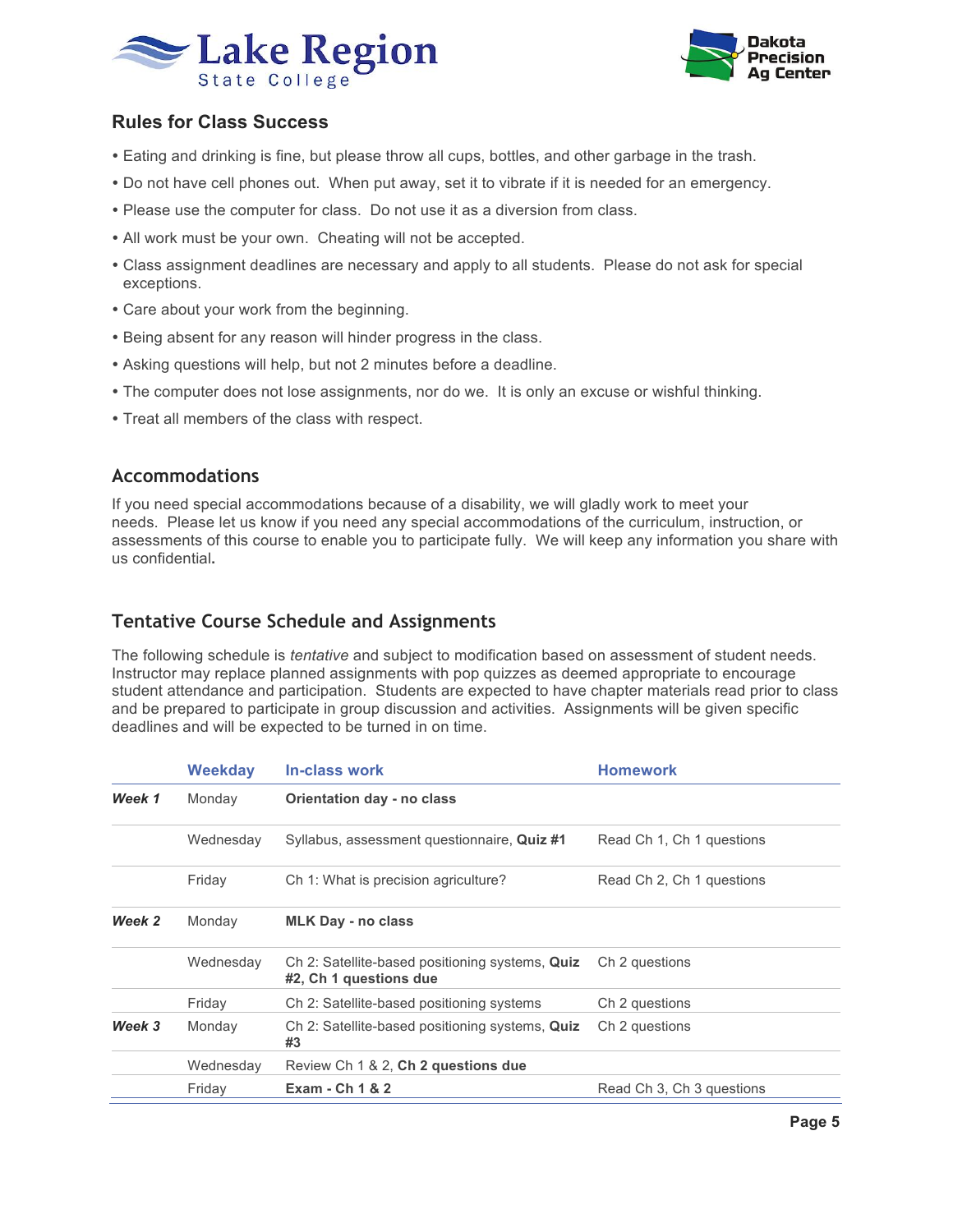## Rules for Class Success

- Eating and drinking is fine, but please throw all cups, bottles, and other garbage in the trash.
- Do not have cell phones out. When put away, set it to vibrate if it is needed for an emergency.
- Please use the computer for class. Do not use it as a diversion from class.
- All work must be your own. Cheating will not be accepted.
- Class assignment deadlines are necessary and apply to all students. Please do not ask for special exceptions.
- Care about your work from the beginning.
- Being absent for any reason will hinder progress in the class.
- Asking questions will help, but not 2 minutes before a deadline.
- The computer does not lose assignments, nor do we. It is only an excuse or wishful thinking.
- Treat all members of the class with respect.

## Accommodations

If you need special accommodations because of a disability, we will gladly work to meet your needs. Please let us know if you need any special accommodations of the curriculum, instruction, or assessments of this course to enable you to participate fully. We will keep any information you share with us confidential.

## Tentative Course Schedule and Assignments

The following schedule is *tentative* and subject to modification based on assessment of student needs. Instructor may replace planned assignments with pop quizzes as deemed appropriate to encourage student attendance and participation. Students are expected to have chapter materials read prior to class and be prepared to participate in group discussion and activities. Assignments will be given specific deadlines and will be expected to be turned in on time.

| | Weekday | In-class work | Homework |
|---|---|---|---|
| ***Week 1*** | Monday | **Orientation day - no class** | |
| | Wednesday | Syllabus, assessment questionnaire, **Quiz #1** | Read Ch 1, Ch 1 questions |
| | Friday | Ch 1: What is precision agriculture? | Read Ch 2, Ch 1 questions |
| ***Week 2*** | Monday | **MLK Day - no class** | |
| | Wednesday | Ch 2: Satellite-based positioning systems, **Quiz #2, Ch 1 questions due** | Ch 2 questions |
| | Friday | Ch 2: Satellite-based positioning systems | Ch 2 questions |
| ***Week 3*** | Monday | Ch 2: Satellite-based positioning systems, **Quiz #3** | Ch 2 questions |
| | Wednesday | Review Ch 1 & 2, **Ch 2 questions due** | |
| | Friday | **Exam - Ch 1 & 2** | Read Ch 3, Ch 3 questions |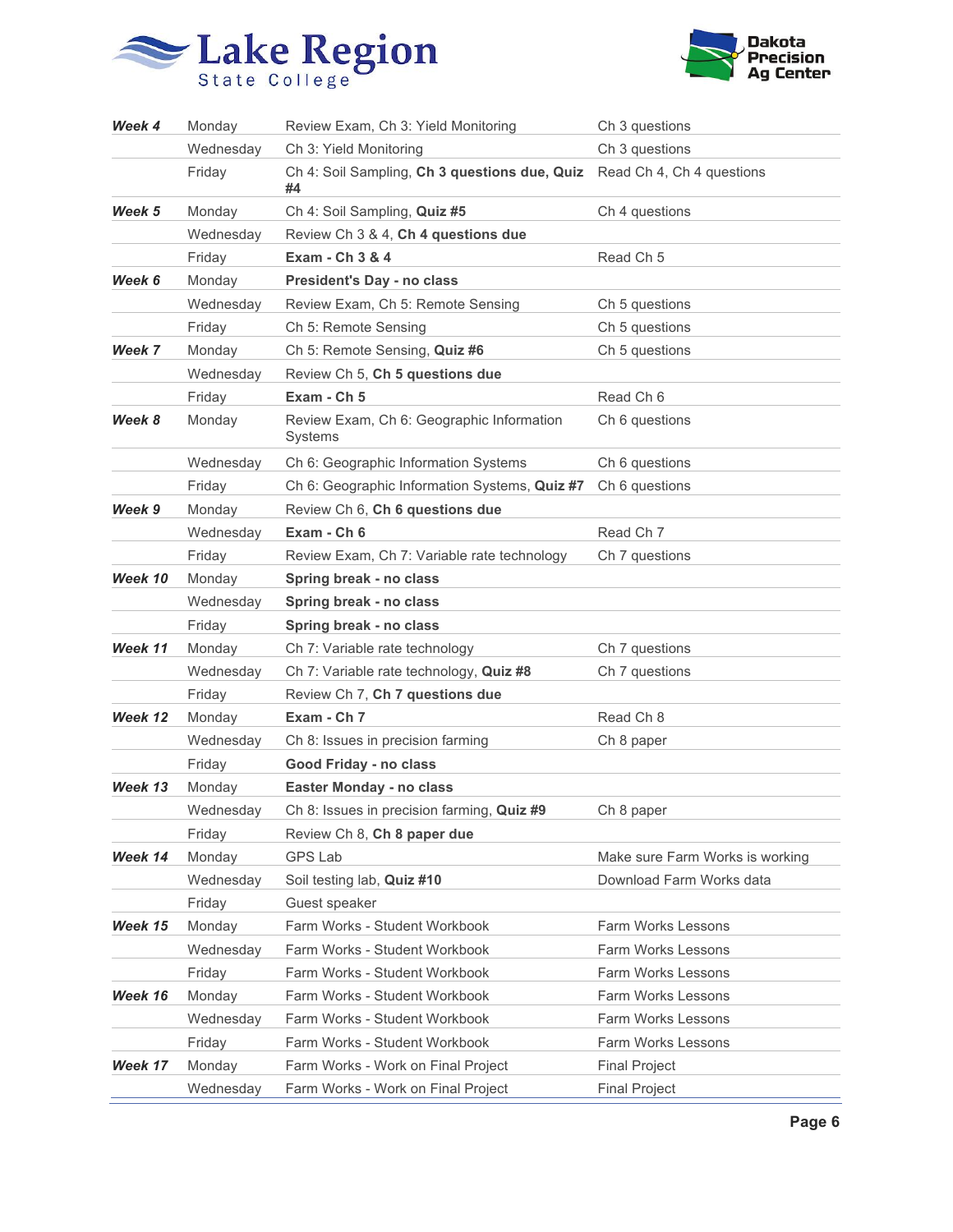| | | | |
|---|---|---|---|
| ***Week 4*** | Monday | Review Exam, Ch 3: Yield Monitoring | Ch 3 questions |
| | Wednesday | Ch 3: Yield Monitoring | Ch 3 questions |
| | Friday | Ch 4: Soil Sampling, **Ch 3 questions due, Quiz #4** | Read Ch 4, Ch 4 questions |
| ***Week 5*** | Monday | Ch 4: Soil Sampling, **Quiz #5** | Ch 4 questions |
| | Wednesday | Review Ch 3 & 4, **Ch 4 questions due** | |
| | Friday | **Exam - Ch 3 & 4** | Read Ch 5 |
| ***Week 6*** | Monday | **President's Day - no class** | |
| | Wednesday | Review Exam, Ch 5: Remote Sensing | Ch 5 questions |
| | Friday | Ch 5: Remote Sensing | Ch 5 questions |
| ***Week 7*** | Monday | Ch 5: Remote Sensing, **Quiz #6** | Ch 5 questions |
| | Wednesday | Review Ch 5, **Ch 5 questions due** | |
| | Friday | **Exam - Ch 5** | Read Ch 6 |
| ***Week 8*** | Monday | Review Exam, Ch 6: Geographic Information Systems | Ch 6 questions |
| | Wednesday | Ch 6: Geographic Information Systems | Ch 6 questions |
| | Friday | Ch 6: Geographic Information Systems, **Quiz #7** | Ch 6 questions |
| ***Week 9*** | Monday | Review Ch 6, **Ch 6 questions due** | |
| | Wednesday | **Exam - Ch 6** | Read Ch 7 |
| | Friday | Review Exam, Ch 7: Variable rate technology | Ch 7 questions |
| ***Week 10*** | Monday | **Spring break - no class** | |
| | Wednesday | **Spring break - no class** | |
| | Friday | **Spring break - no class** | |
| ***Week 11*** | Monday | Ch 7: Variable rate technology | Ch 7 questions |
| | Wednesday | Ch 7: Variable rate technology, **Quiz #8** | Ch 7 questions |
| | Friday | Review Ch 7, **Ch 7 questions due** | |
| ***Week 12*** | Monday | **Exam - Ch 7** | Read Ch 8 |
| | Wednesday | Ch 8: Issues in precision farming | Ch 8 paper |
| | Friday | **Good Friday - no class** | |
| ***Week 13*** | Monday | **Easter Monday - no class** | |
| | Wednesday | Ch 8: Issues in precision farming, **Quiz #9** | Ch 8 paper |
| | Friday | Review Ch 8, **Ch 8 paper due** | |
| ***Week 14*** | Monday | GPS Lab | Make sure Farm Works is working |
| | Wednesday | Soil testing lab, **Quiz #10** | Download Farm Works data |
| | Friday | Guest speaker | |
| ***Week 15*** | Monday | Farm Works - Student Workbook | Farm Works Lessons |
| | Wednesday | Farm Works - Student Workbook | Farm Works Lessons |
| | Friday | Farm Works - Student Workbook | Farm Works Lessons |
| ***Week 16*** | Monday | Farm Works - Student Workbook | Farm Works Lessons |
| | Wednesday | Farm Works - Student Workbook | Farm Works Lessons |
| | Friday | Farm Works - Student Workbook | Farm Works Lessons |
| ***Week 17*** | Monday | Farm Works - Work on Final Project | Final Project |
| | Wednesday | Farm Works - Work on Final Project | Final Project |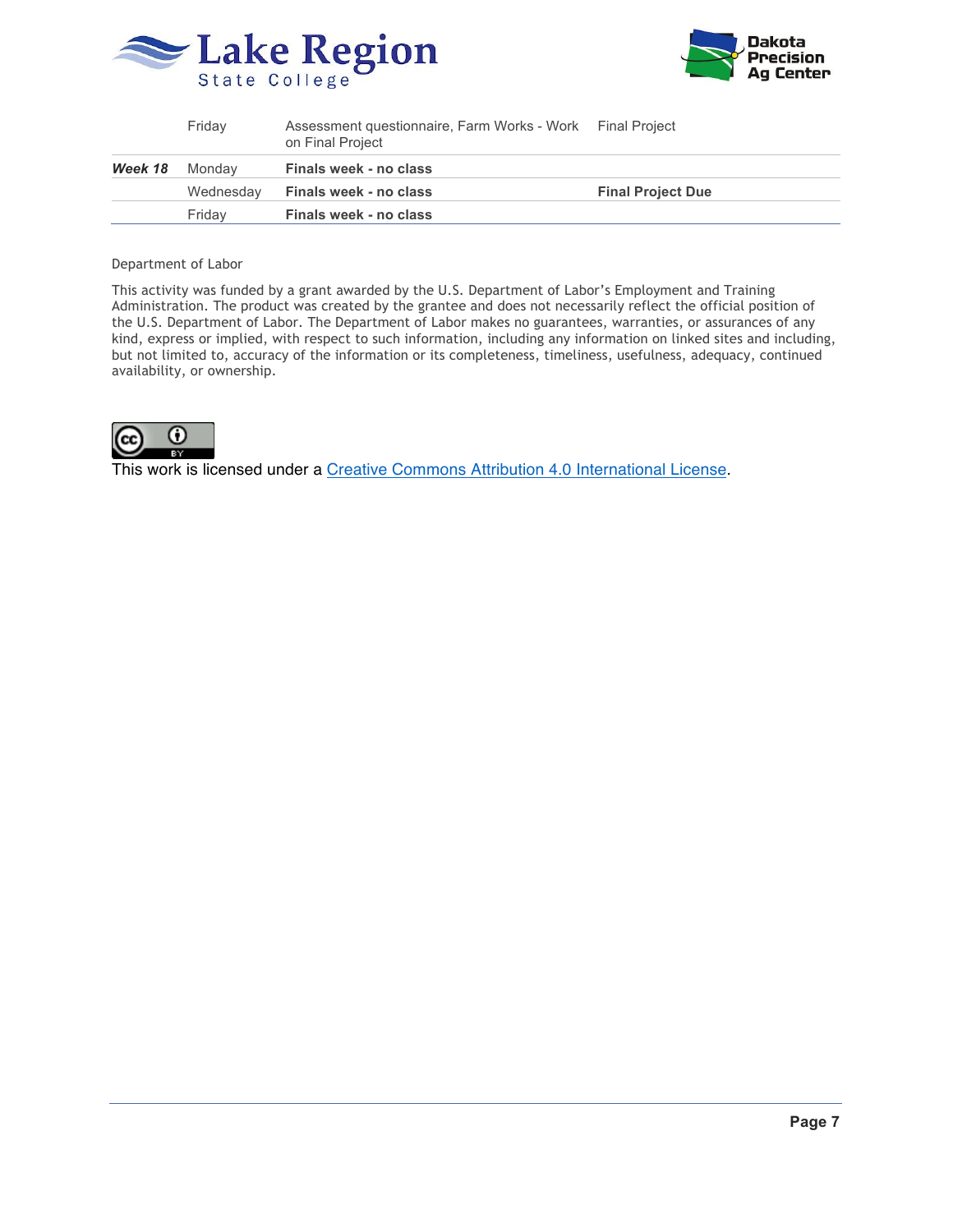| | | | |
|---|---|---|---|
| | Friday | Assessment questionnaire, Farm Works - Work on Final Project | Final Project |
| ***Week 18*** | Monday | **Finals week - no class** | |
| | Wednesday | **Finals week - no class** | **Final Project Due** |
| | Friday | **Finals week - no class** | |

Department of Labor

This activity was funded by a grant awarded by the U.S. Department of Labor's Employment and Training Administration. The product was created by the grantee and does not necessarily reflect the official position of the U.S. Department of Labor. The Department of Labor makes no guarantees, warranties, or assurances of any kind, express or implied, with respect to such information, including any information on linked sites and including, but not limited to, accuracy of the information or its completeness, timeliness, usefulness, adequacy, continued availability, or ownership.

This work is licensed under a [Creative Commons Attribution 4.0 International License](http://creativecommons.org/licenses/by/4.0/).